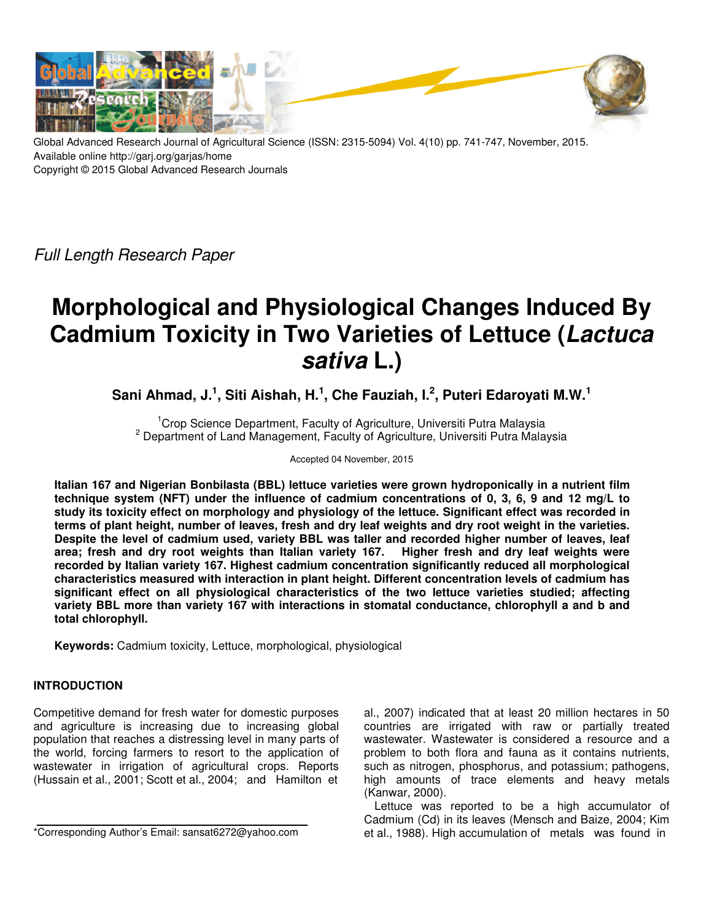Global Advanced Research Journal of Agricultural Science (ISSN: 2315-5094) Vol. 4(10) pp. 741-747, November, 2015.
Available online http://garj.org/garjas/home
Copyright © 2015 Global Advanced Research Journals

*Full Length Research Paper*

# Morphological and Physiological Changes Induced By Cadmium Toxicity in Two Varieties of Lettuce (*Lactuca sativa* L.)

**Sani Ahmad, J.[1], Siti Aishah, H.[1], Che Fauziah, I.[2], Puteri Edaroyati M.W.[1]**

[1]Crop Science Department, Faculty of Agriculture, Universiti Putra Malaysia
[2] Department of Land Management, Faculty of Agriculture, Universiti Putra Malaysia

Accepted 04 November, 2015

**Italian 167 and Nigerian Bonbilasta (BBL) lettuce varieties were grown hydroponically in a nutrient film technique system (NFT) under the influence of cadmium concentrations of 0, 3, 6, 9 and 12 mg/L to study its toxicity effect on morphology and physiology of the lettuce. Significant effect was recorded in terms of plant height, number of leaves, fresh and dry leaf weights and dry root weight in the varieties. Despite the level of cadmium used, variety BBL was taller and recorded higher number of leaves, leaf area; fresh and dry root weights than Italian variety 167. Higher fresh and dry leaf weights were recorded by Italian variety 167. Highest cadmium concentration significantly reduced all morphological characteristics measured with interaction in plant height. Different concentration levels of cadmium has significant effect on all physiological characteristics of the two lettuce varieties studied; affecting variety BBL more than variety 167 with interactions in stomatal conductance, chlorophyll a and b and total chlorophyll.**

**Keywords:** Cadmium toxicity, Lettuce, morphological, physiological

## INTRODUCTION

Competitive demand for fresh water for domestic purposes and agriculture is increasing due to increasing global population that reaches a distressing level in many parts of the world, forcing farmers to resort to the application of wastewater in irrigation of agricultural crops. Reports (Hussain et al., 2001; Scott et al., 2004; and Hamilton et al., 2007) indicated that at least 20 million hectares in 50 countries are irrigated with raw or partially treated wastewater. Wastewater is considered a resource and a problem to both flora and fauna as it contains nutrients, such as nitrogen, phosphorus, and potassium; pathogens, high amounts of trace elements and heavy metals (Kanwar, 2000).

Lettuce was reported to be a high accumulator of Cadmium (Cd) in its leaves (Mensch and Baize, 2004; Kim et al., 1988). High accumulation of metals was found in

*Corresponding Author's Email: sansat6272@yahoo.com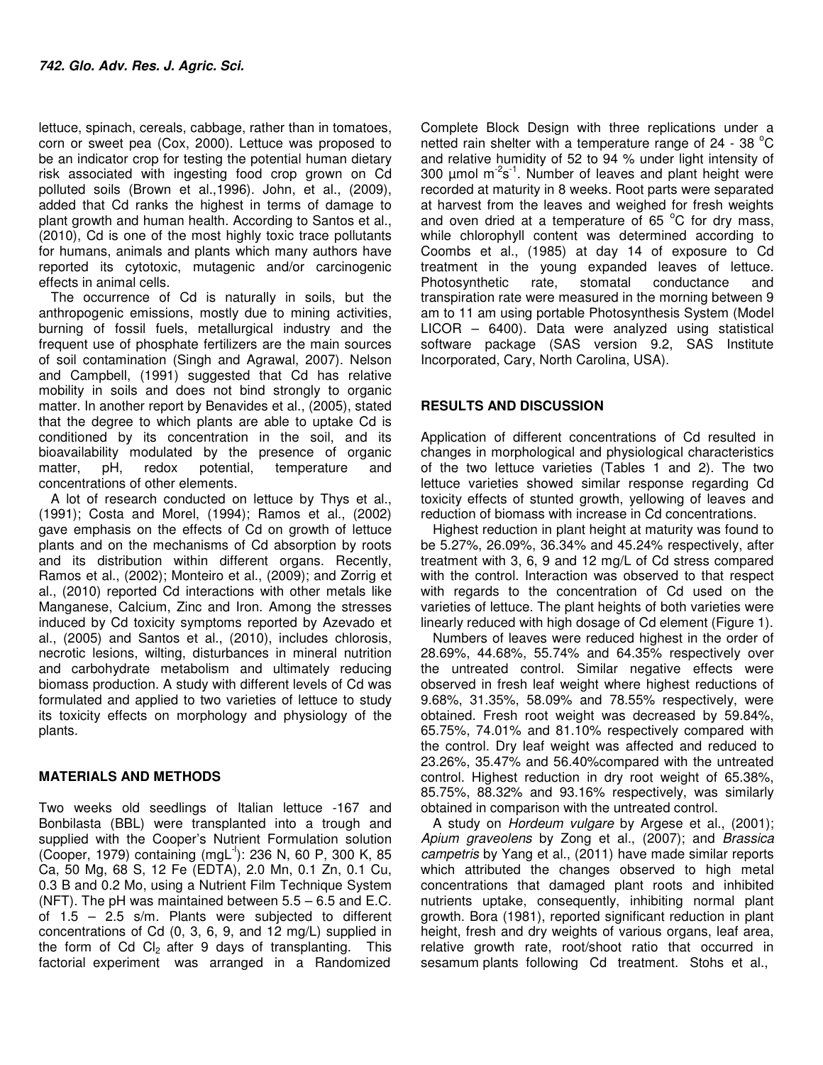lettuce, spinach, cereals, cabbage, rather than in tomatoes, corn or sweet pea (Cox, 2000). Lettuce was proposed to be an indicator crop for testing the potential human dietary risk associated with ingesting food crop grown on Cd polluted soils (Brown et al.,1996). John, et al., (2009), added that Cd ranks the highest in terms of damage to plant growth and human health. According to Santos et al., (2010), Cd is one of the most highly toxic trace pollutants for humans, animals and plants which many authors have reported its cytotoxic, mutagenic and/or carcinogenic effects in animal cells.

The occurrence of Cd is naturally in soils, but the anthropogenic emissions, mostly due to mining activities, burning of fossil fuels, metallurgical industry and the frequent use of phosphate fertilizers are the main sources of soil contamination (Singh and Agrawal, 2007). Nelson and Campbell, (1991) suggested that Cd has relative mobility in soils and does not bind strongly to organic matter. In another report by Benavides et al., (2005), stated that the degree to which plants are able to uptake Cd is conditioned by its concentration in the soil, and its bioavailability modulated by the presence of organic matter, pH, redox potential, temperature and concentrations of other elements.

A lot of research conducted on lettuce by Thys et al., (1991); Costa and Morel, (1994); Ramos et al., (2002) gave emphasis on the effects of Cd on growth of lettuce plants and on the mechanisms of Cd absorption by roots and its distribution within different organs. Recently, Ramos et al., (2002); Monteiro et al., (2009); and Zorrig et al., (2010) reported Cd interactions with other metals like Manganese, Calcium, Zinc and Iron. Among the stresses induced by Cd toxicity symptoms reported by Azevado et al., (2005) and Santos et al., (2010), includes chlorosis, necrotic lesions, wilting, disturbances in mineral nutrition and carbohydrate metabolism and ultimately reducing biomass production. A study with different levels of Cd was formulated and applied to two varieties of lettuce to study its toxicity effects on morphology and physiology of the plants.

## MATERIALS AND METHODS

Two weeks old seedlings of Italian lettuce -167 and Bonbilasta (BBL) were transplanted into a trough and supplied with the Cooper's Nutrient Formulation solution (Cooper, 1979) containing ($mgL^{-1}$): 236 N, 60 P, 300 K, 85 Ca, 50 Mg, 68 S, 12 Fe (EDTA), 2.0 Mn, 0.1 Zn, 0.1 Cu, 0.3 B and 0.2 Mo, using a Nutrient Film Technique System (NFT). The pH was maintained between 5.5 – 6.5 and E.C. of 1.5 – 2.5 s/m. Plants were subjected to different concentrations of Cd (0, 3, 6, 9, and 12 mg/L) supplied in the form of Cd $Cl_2$ after 9 days of transplanting. This factorial experiment was arranged in a Randomized Complete Block Design with three replications under a netted rain shelter with a temperature range of 24 - 38 °C and relative humidity of 52 to 94 % under light intensity of 300 µmol $m^{-2}s^{-1}$. Number of leaves and plant height were recorded at maturity in 8 weeks. Root parts were separated at harvest from the leaves and weighed for fresh weights and oven dried at a temperature of 65 °C for dry mass, while chlorophyll content was determined according to Coombs et al., (1985) at day 14 of exposure to Cd treatment in the young expanded leaves of lettuce. Photosynthetic rate, stomatal conductance and transpiration rate were measured in the morning between 9 am to 11 am using portable Photosynthesis System (Model LICOR – 6400). Data were analyzed using statistical software package (SAS version 9.2, SAS Institute Incorporated, Cary, North Carolina, USA).

## RESULTS AND DISCUSSION

Application of different concentrations of Cd resulted in changes in morphological and physiological characteristics of the two lettuce varieties (Tables 1 and 2). The two lettuce varieties showed similar response regarding Cd toxicity effects of stunted growth, yellowing of leaves and reduction of biomass with increase in Cd concentrations.

Highest reduction in plant height at maturity was found to be 5.27%, 26.09%, 36.34% and 45.24% respectively, after treatment with 3, 6, 9 and 12 mg/L of Cd stress compared with the control. Interaction was observed to that respect with regards to the concentration of Cd used on the varieties of lettuce. The plant heights of both varieties were linearly reduced with high dosage of Cd element (Figure 1).

Numbers of leaves were reduced highest in the order of 28.69%, 44.68%, 55.74% and 64.35% respectively over the untreated control. Similar negative effects were observed in fresh leaf weight where highest reductions of 9.68%, 31.35%, 58.09% and 78.55% respectively, were obtained. Fresh root weight was decreased by 59.84%, 65.75%, 74.01% and 81.10% respectively compared with the control. Dry leaf weight was affected and reduced to 23.26%, 35.47% and 56.40%compared with the untreated control. Highest reduction in dry root weight of 65.38%, 85.75%, 88.32% and 93.16% respectively, was similarly obtained in comparison with the untreated control.

A study on *Hordeum vulgare* by Argese et al., (2001); *Apium graveolens* by Zong et al., (2007); and *Brassica campetris* by Yang et al., (2011) have made similar reports which attributed the changes observed to high metal concentrations that damaged plant roots and inhibited nutrients uptake, consequently, inhibiting normal plant growth. Bora (1981), reported significant reduction in plant height, fresh and dry weights of various organs, leaf area, relative growth rate, root/shoot ratio that occurred in sesamum plants following Cd treatment. Stohs et al.,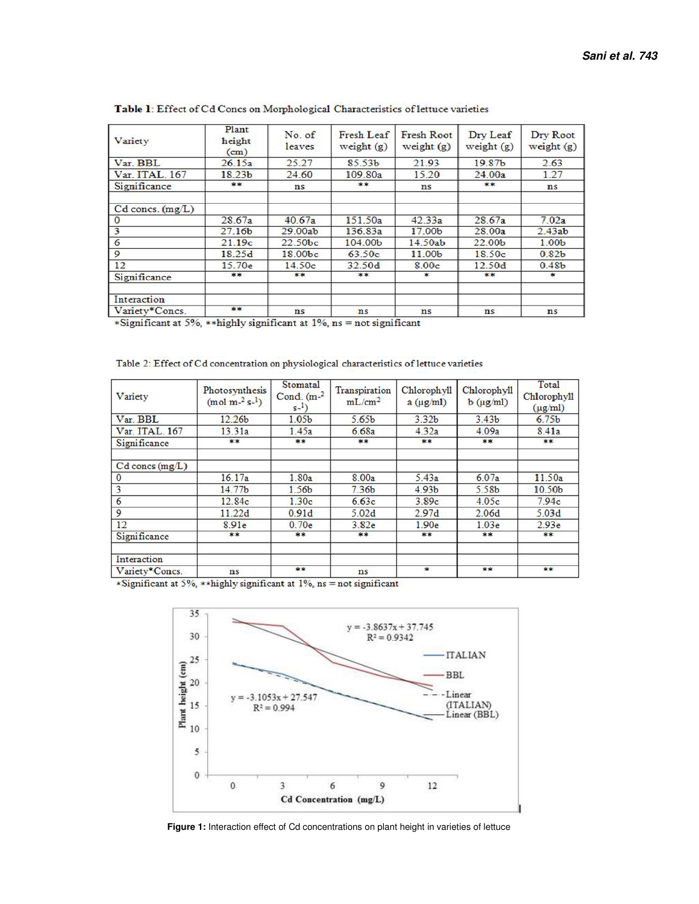**Table 1**: Effect of Cd Concs on Morphological Characteristics of lettuce varieties

| Variety | Plant height (cm) | No. of leaves | Fresh Leaf weight (g) | Fresh Root weight (g) | Dry Leaf weight (g) | Dry Root weight (g) |
|---|---|---|---|---|---|---|
| Var. BBL | 26.15a | 25.27 | 85.53b | 21.93 | 19.87b | 2.63 |
| Var. ITAL. 167 | 18.23b | 24.60 | 109.80a | 15.20 | 24.00a | 1.27 |
| Significance | ** | ns | ** | ns | ** | ns |
| | | | | | | |
| Cd concs. (mg/L) | | | | | | |
| 0 | 28.67a | 40.67a | 151.50a | 42.33a | 28.67a | 7.02a |
| 3 | 27.16b | 29.00ab | 136.83a | 17.00b | 28.00a | 2.43ab |
| 6 | 21.19c | 22.50bc | 104.00b | 14.50ab | 22.00b | 1.00b |
| 9 | 18.25d | 18.00bc | 63.50c | 11.00b | 18.50c | 0.82b |
| 12 | 15.70e | 14.50c | 32.50d | 8.00c | 12.50d | 0.48b |
| Significance | ** | ** | ** | * | ** | * |
| | | | | | | |
| Interaction | | | | | | |
| Variety*Concs. | ** | ns | ns | ns | ns | ns |

*Significant at 5%, **highly significant at 1%, ns = not significant

Table 2: Effect of Cd concentration on physiological characteristics of lettuce varieties

| Variety | Photosynthesis (mol $m^{-2}$ $s^{-1}$) | Stomatal Cond. ($m^{-2}$ $s^{-1}$) | Transpiration mL/$cm^2$ | Chlorophyll a (µg/ml) | Chlorophyll b (µg/ml) | Total Chlorophyll (µg/ml) |
|---|---|---|---|---|---|---|
| Var. BBL | 12.26b | 1.05b | 5.65b | 3.32b | 3.43b | 6.75b |
| Var. ITAL. 167 | 13.31a | 1.45a | 6.68a | 4.32a | 4.09a | 8.41a |
| Significance | ** | ** | ** | ** | ** | ** |
| | | | | | | |
| Cd concs (mg/L) | | | | | | |
| 0 | 16.17a | 1.80a | 8.00a | 5.43a | 6.07a | 11.50a |
| 3 | 14.77b | 1.56b | 7.36b | 4.93b | 5.58b | 10.50b |
| 6 | 12.84c | 1.30c | 6.63c | 3.89c | 4.05c | 7.94c |
| 9 | 11.22d | 0.91d | 5.02d | 2.97d | 2.06d | 5.03d |
| 12 | 8.91e | 0.70e | 3.82e | 1.90e | 1.03e | 2.93e |
| Significance | ** | ** | ** | ** | ** | ** |
| | | | | | | |
| Interaction | | | | | | |
| Variety*Concs. | ns | ** | ns | * | ** | ** |

*Significant at 5%, **highly significant at 1%, ns = not significant

Plant height (cm)
35
30
25
20
15
10
5
0
0 3 6 9 12
Cd Concentration (mg/L)
$y = -3.8637x + 37.745$
$R^2 = 0.9342$
$y = -3.1053x + 27.547$
$R^2 = 0.994$
ITALIAN
BBL
Linear (ITALIAN)
Linear (BBL)

**Figure 1:** Interaction effect of Cd concentrations on plant height in varieties of lettuce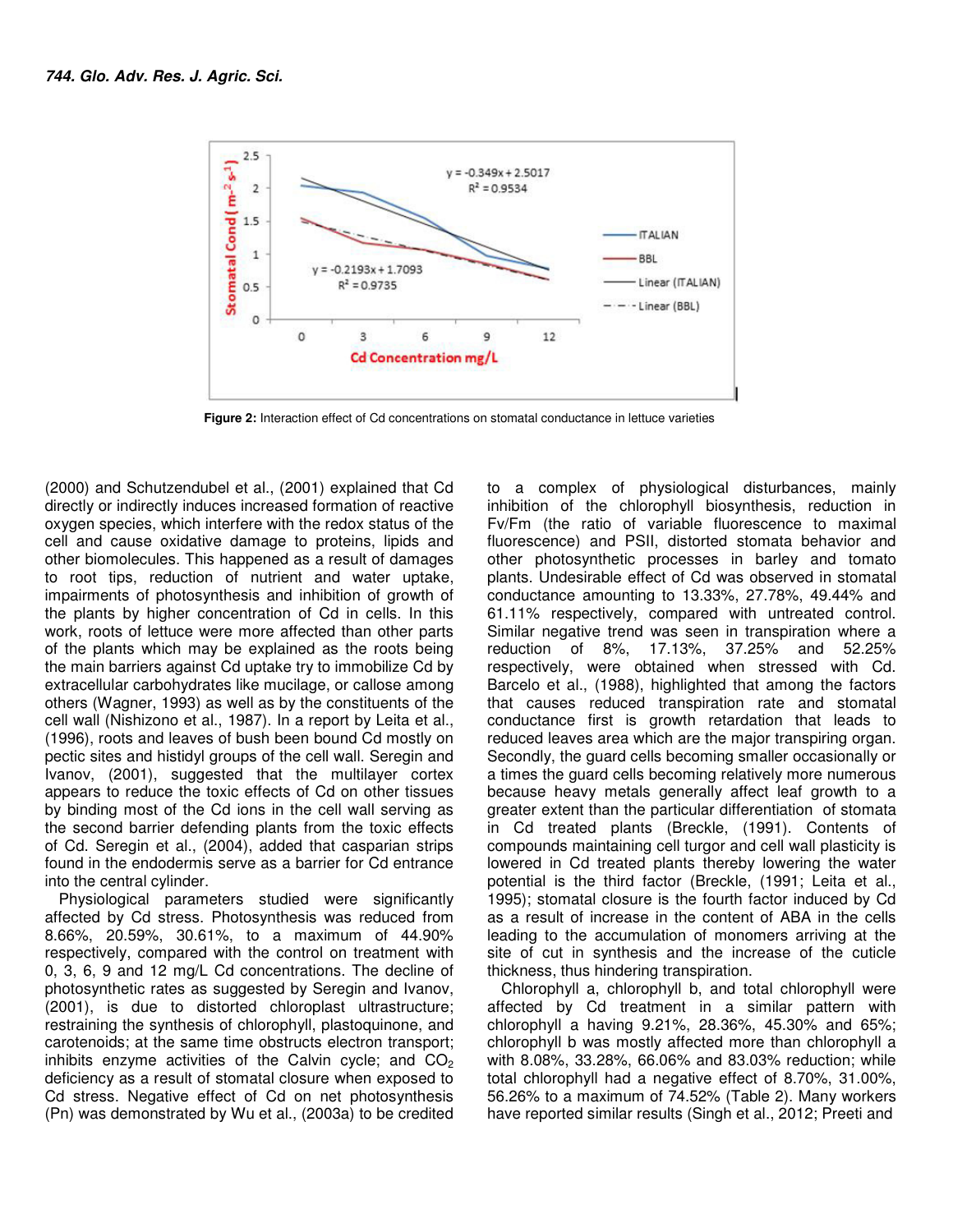y = -0.349x + 2.5017

$R^2$ = 0.9534

y = -0.2193x + 1.7093

$R^2$ = 0.9735

Stomatal Cond ( $m^{-2} s^{-1}$)

2.5

2

1.5

1

0.5

0

0 3 6 9 12

Cd Concentration mg/L

ITALIAN

BBL

Linear (ITALIAN)

Linear (BBL)

**Figure 2:** Interaction effect of Cd concentrations on stomatal conductance in lettuce varieties

(2000) and Schutzendubel et al., (2001) explained that Cd directly or indirectly induces increased formation of reactive oxygen species, which interfere with the redox status of the cell and cause oxidative damage to proteins, lipids and other biomolecules. This happened as a result of damages to root tips, reduction of nutrient and water uptake, impairments of photosynthesis and inhibition of growth of the plants by higher concentration of Cd in cells. In this work, roots of lettuce were more affected than other parts of the plants which may be explained as the roots being the main barriers against Cd uptake try to immobilize Cd by extracellular carbohydrates like mucilage, or callose among others (Wagner, 1993) as well as by the constituents of the cell wall (Nishizono et al., 1987). In a report by Leita et al., (1996), roots and leaves of bush been bound Cd mostly on pectic sites and histidyl groups of the cell wall. Seregin and Ivanov, (2001), suggested that the multilayer cortex appears to reduce the toxic effects of Cd on other tissues by binding most of the Cd ions in the cell wall serving as the second barrier defending plants from the toxic effects of Cd. Seregin et al., (2004), added that casparian strips found in the endodermis serve as a barrier for Cd entrance into the central cylinder.

Physiological parameters studied were significantly affected by Cd stress. Photosynthesis was reduced from 8.66%, 20.59%, 30.61%, to a maximum of 44.90% respectively, compared with the control on treatment with 0, 3, 6, 9 and 12 mg/L Cd concentrations. The decline of photosynthetic rates as suggested by Seregin and Ivanov, (2001), is due to distorted chloroplast ultrastructure; restraining the synthesis of chlorophyll, plastoquinone, and carotenoids; at the same time obstructs electron transport; inhibits enzyme activities of the Calvin cycle; and $CO_2$ deficiency as a result of stomatal closure when exposed to Cd stress. Negative effect of Cd on net photosynthesis (Pn) was demonstrated by Wu et al., (2003a) to be credited to a complex of physiological disturbances, mainly inhibition of the chlorophyll biosynthesis, reduction in Fv/Fm (the ratio of variable fluorescence to maximal fluorescence) and PSII, distorted stomata behavior and other photosynthetic processes in barley and tomato plants. Undesirable effect of Cd was observed in stomatal conductance amounting to 13.33%, 27.78%, 49.44% and 61.11% respectively, compared with untreated control. Similar negative trend was seen in transpiration where a reduction of 8%, 17.13%, 37.25% and 52.25% respectively, were obtained when stressed with Cd. Barcelo et al., (1988), highlighted that among the factors that causes reduced transpiration rate and stomatal conductance first is growth retardation that leads to reduced leaves area which are the major transpiring organ. Secondly, the guard cells becoming smaller occasionally or a times the guard cells becoming relatively more numerous because heavy metals generally affect leaf growth to a greater extent than the particular differentiation of stomata in Cd treated plants (Breckle, (1991). Contents of compounds maintaining cell turgor and cell wall plasticity is lowered in Cd treated plants thereby lowering the water potential is the third factor (Breckle, (1991; Leita et al., 1995); stomatal closure is the fourth factor induced by Cd as a result of increase in the content of ABA in the cells leading to the accumulation of monomers arriving at the site of cut in synthesis and the increase of the cuticle thickness, thus hindering transpiration.

Chlorophyll a, chlorophyll b, and total chlorophyll were affected by Cd treatment in a similar pattern with chlorophyll a having 9.21%, 28.36%, 45.30% and 65%; chlorophyll b was mostly affected more than chlorophyll a with 8.08%, 33.28%, 66.06% and 83.03% reduction; while total chlorophyll had a negative effect of 8.70%, 31.00%, 56.26% to a maximum of 74.52% (Table 2). Many workers have reported similar results (Singh et al., 2012; Preeti and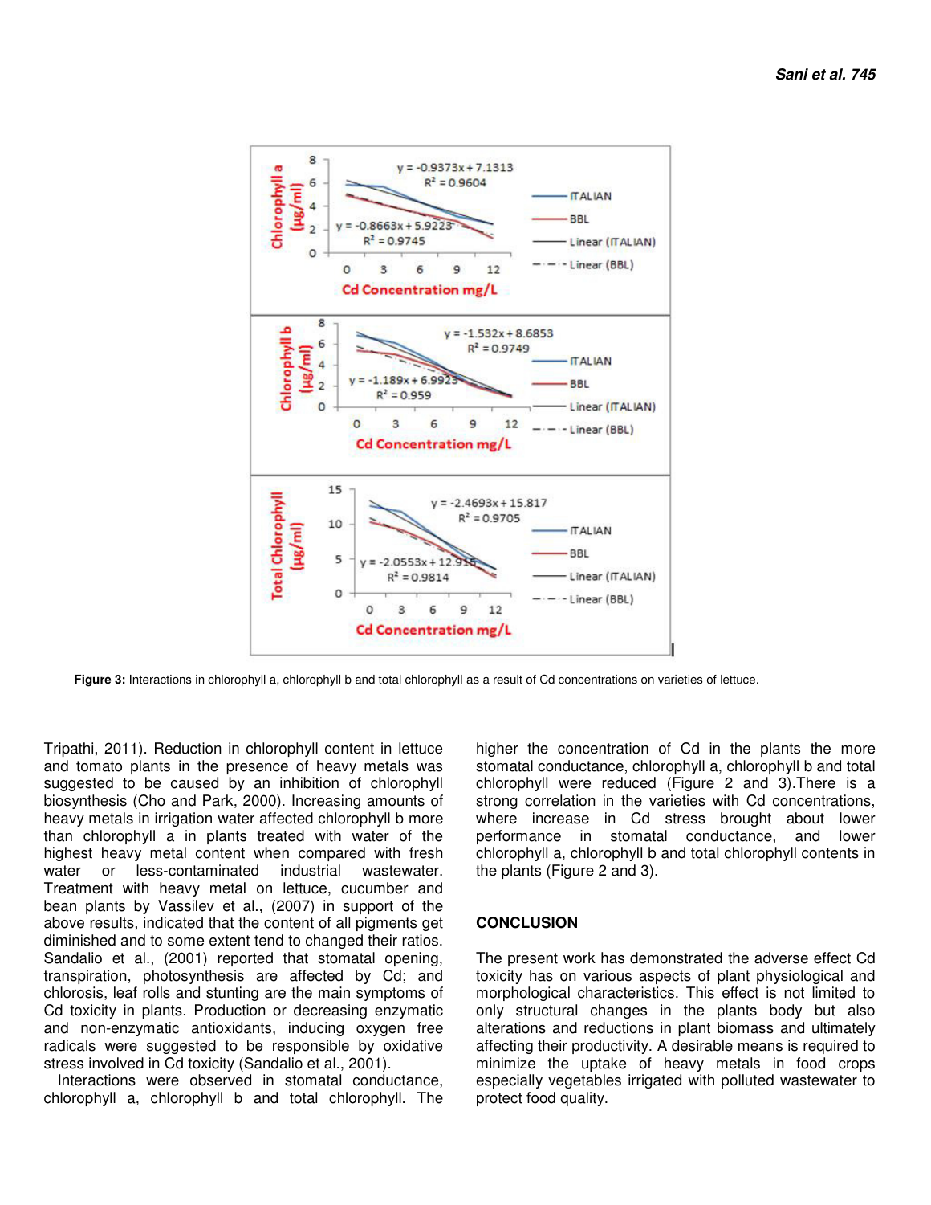Chlorophyll a (µg/ml)

8
6
4
2
0

0 3 6 9 12

Cd Concentration mg/L

$y = -0.9373x + 7.1313$
$R^2 = 0.9604$

$y = -0.8663x + 5.9223$
$R^2 = 0.9745$

ITALIAN
BBL
Linear (ITALIAN)
Linear (BBL)

Chlorophyll b (µg/ml)

8
6
4
2
0

0 3 6 9 12

Cd Concentration mg/L

$y = -1.532x + 8.6853$
$R^2 = 0.9749$

$y = -1.189x + 6.9923$
$R^2 = 0.959$

ITALIAN
BBL
Linear (ITALIAN)
Linear (BBL)

Total Chlorophyll (µg/ml)

15
10
5
0

0 3 6 9 12

Cd Concentration mg/L

$y = -2.4693x + 15.817$
$R^2 = 0.9705$

$y = -2.0553x + 12.915$
$R^2 = 0.9814$

ITALIAN
BBL
Linear (ITALIAN)
Linear (BBL)

**Figure 3:** Interactions in chlorophyll a, chlorophyll b and total chlorophyll as a result of Cd concentrations on varieties of lettuce.

Tripathi, 2011). Reduction in chlorophyll content in lettuce and tomato plants in the presence of heavy metals was suggested to be caused by an inhibition of chlorophyll biosynthesis (Cho and Park, 2000). Increasing amounts of heavy metals in irrigation water affected chlorophyll b more than chlorophyll a in plants treated with water of the highest heavy metal content when compared with fresh water or less-contaminated industrial wastewater. Treatment with heavy metal on lettuce, cucumber and bean plants by Vassilev et al., (2007) in support of the above results, indicated that the content of all pigments get diminished and to some extent tend to changed their ratios. Sandalio et al., (2001) reported that stomatal opening, transpiration, photosynthesis are affected by Cd; and chlorosis, leaf rolls and stunting are the main symptoms of Cd toxicity in plants. Production or decreasing enzymatic and non-enzymatic antioxidants, inducing oxygen free radicals were suggested to be responsible by oxidative stress involved in Cd toxicity (Sandalio et al., 2001).

Interactions were observed in stomatal conductance, chlorophyll a, chlorophyll b and total chlorophyll. The higher the concentration of Cd in the plants the more stomatal conductance, chlorophyll a, chlorophyll b and total chlorophyll were reduced (Figure 2 and 3).There is a strong correlation in the varieties with Cd concentrations, where increase in Cd stress brought about lower performance in stomatal conductance, and lower chlorophyll a, chlorophyll b and total chlorophyll contents in the plants (Figure 2 and 3).

## CONCLUSION

The present work has demonstrated the adverse effect Cd toxicity has on various aspects of plant physiological and morphological characteristics. This effect is not limited to only structural changes in the plants body but also alterations and reductions in plant biomass and ultimately affecting their productivity. A desirable means is required to minimize the uptake of heavy metals in food crops especially vegetables irrigated with polluted wastewater to protect food quality.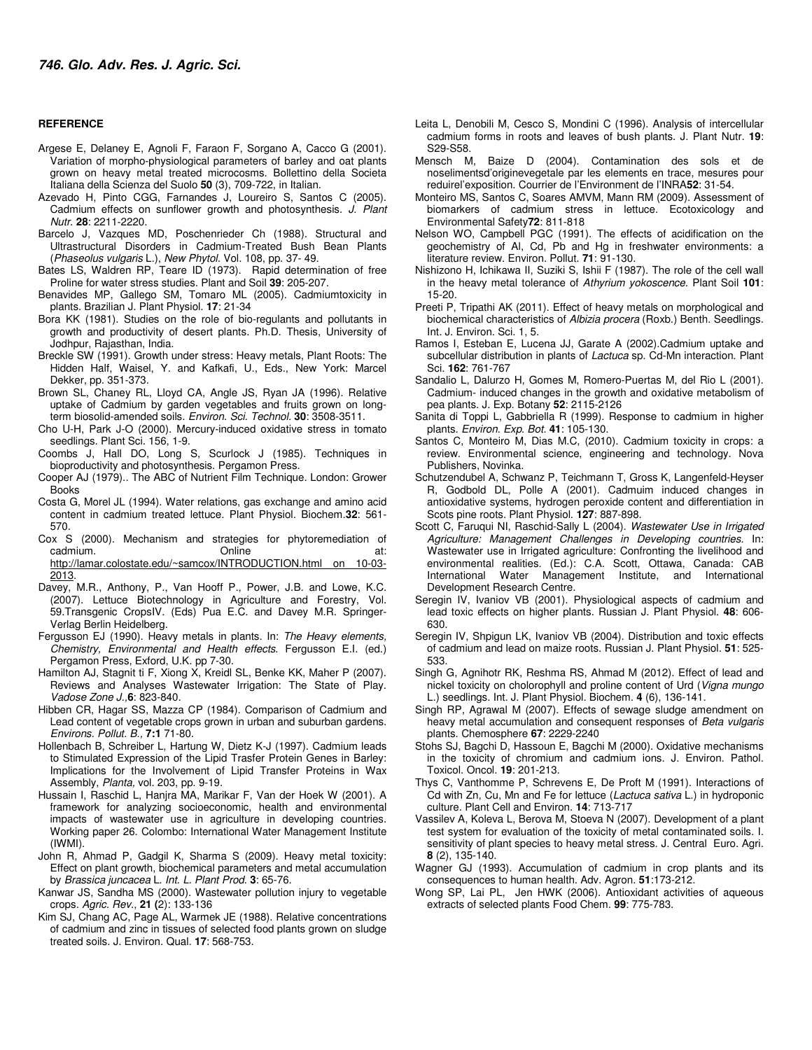**REFERENCE**

Argese E, Delaney E, Agnoli F, Faraon F, Sorgano A, Cacco G (2001). Variation of morpho-physiological parameters of barley and oat plants grown on heavy metal treated microcosms. Bollettino della Societa Italiana della Scienza del Suolo **50** (3), 709-722, in Italian.

Azevado H, Pinto CGG, Farnandes J, Loureiro S, Santos C (2005). Cadmium effects on sunflower growth and photosynthesis. *J. Plant Nutr.* **28**: 2211-2220.

Barcelo J, Vazques MD, Poschenrieder Ch (1988). Structural and Ultrastructural Disorders in Cadmium-Treated Bush Bean Plants (*Phaseolus vulgaris* L.), *New Phytol.* Vol. 108, pp. 37- 49.

Bates LS, Waldren RP, Teare ID (1973). Rapid determination of free Proline for water stress studies. Plant and Soil **39**: 205-207.

Benavides MP, Gallego SM, Tomaro ML (2005). Cadmiumtoxicity in plants. Brazilian J. Plant Physiol. **17**: 21-34

Bora KK (1981). Studies on the role of bio-regulants and pollutants in growth and productivity of desert plants. Ph.D. Thesis, University of Jodhpur, Rajasthan, India.

Breckle SW (1991). Growth under stress: Heavy metals, Plant Roots: The Hidden Half, Waisel, Y. and Kafkafi, U., Eds., New York: Marcel Dekker, pp. 351-373.

Brown SL, Chaney RL, Lloyd CA, Angle JS, Ryan JA (1996). Relative uptake of Cadmium by garden vegetables and fruits grown on long-term biosolid-amended soils. *Environ. Sci. Technol.* **30**: 3508-3511.

Cho U-H, Park J-O (2000). Mercury-induced oxidative stress in tomato seedlings. Plant Sci. 156, 1-9.

Coombs J, Hall DO, Long S, Scurlock J (1985). Techniques in bioproductivity and photosynthesis. Pergamon Press.

Cooper AJ (1979).. The ABC of Nutrient Film Technique. London: Grower Books

Costa G, Morel JL (1994). Water relations, gas exchange and amino acid content in cadmium treated lettuce. Plant Physiol. Biochem.**32**: 561-570.

Cox S (2000). Mechanism and strategies for phytoremediation of cadmium. Online at: http://lamar.colostate.edu/~samcox/INTRODUCTION.html on 10-03-2013.

Davey, M.R., Anthony, P., Van Hooff P., Power, J.B. and Lowe, K.C. (2007). Lettuce Biotechnology in Agriculture and Forestry, Vol. 59.Transgenic CropsIV. (Eds) Pua E.C. and Davey M.R. Springer-Verlag Berlin Heidelberg.

Fergusson EJ (1990). Heavy metals in plants. In: *The Heavy elements, Chemistry, Environmental and Health effects*. Fergusson E.I. (ed.) Pergamon Press, Exford, U.K. pp 7-30.

Hamilton AJ, Stagnit ti F, Xiong X, Kreidl SL, Benke KK, Maher P (2007). Reviews and Analyses Wastewater Irrigation: The State of Play. *Vadose Zone J.*,**6**: 823-840.

Hibben CR, Hagar SS, Mazza CP (1984). Comparison of Cadmium and Lead content of vegetable crops grown in urban and suburban gardens. *Environs. Pollut. B.,* **7:1** 71-80.

Hollenbach B, Schreiber L, Hartung W, Dietz K-J (1997). Cadmium leads to Stimulated Expression of the Lipid Trasfer Protein Genes in Barley: Implications for the Involvement of Lipid Transfer Proteins in Wax Assembly, *Planta,* vol. 203, pp. 9-19.

Hussain I, Raschid L, Hanjra MA, Marikar F, Van der Hoek W (2001). A framework for analyzing socioeconomic, health and environmental impacts of wastewater use in agriculture in developing countries. Working paper 26. Colombo: International Water Management Institute (IWMI).

John R, Ahmad P, Gadgil K, Sharma S (2009). Heavy metal toxicity: Effect on plant growth, biochemical parameters and metal accumulation by *Brassica juncacea* L. *Int. L. Plant Prod.* **3**: 65-76.

Kanwar JS, Sandha MS (2000). Wastewater pollution injury to vegetable crops. *Agric. Rev*., **21 (**2): 133-136

Kim SJ, Chang AC, Page AL, Warmek JE (1988). Relative concentrations of cadmium and zinc in tissues of selected food plants grown on sludge treated soils. J. Environ. Qual. **17**: 568-753.

Leita L, Denobili M, Cesco S, Mondini C (1996). Analysis of intercellular cadmium forms in roots and leaves of bush plants. J. Plant Nutr. **19**: S29-S58.

Mensch M, Baize D (2004). Contamination des sols et de noselimentsd'originevegetale par les elements en trace, mesures pour reduirel'exposition. Courrier de l'Environment de l'INRA**52**: 31-54.

Monteiro MS, Santos C, Soares AMVM, Mann RM (2009). Assessment of biomarkers of cadmium stress in lettuce. Ecotoxicology and Environmental Safety**72**: 811-818

Nelson WO, Campbell PGC (1991). The effects of acidification on the geochemistry of Al, Cd, Pb and Hg in freshwater environments: a literature review. Environ. Pollut. **71**: 91-130.

Nishizono H, Ichikawa II, Suziki S, Ishii F (1987). The role of the cell wall in the heavy metal tolerance of *Athyrium yokoscence*. Plant Soil **101**: 15-20.

Preeti P, Tripathi AK (2011). Effect of heavy metals on morphological and biochemical characteristics of *Albizia procera* (Roxb.) Benth. Seedlings. Int. J. Environ. Sci. 1, 5.

Ramos I, Esteban E, Lucena JJ, Garate A (2002).Cadmium uptake and subcellular distribution in plants of *Lactuca* sp. Cd-Mn interaction. Plant Sci. **162**: 761-767

Sandalio L, Dalurzo H, Gomes M, Romero-Puertas M, del Rio L (2001). Cadmium- induced changes in the growth and oxidative metabolism of pea plants. J. Exp. Botany **52**: 2115-2126

Sanita di Toppi L, Gabbriella R (1999). Response to cadmium in higher plants. *Environ. Exp. Bot.* **41**: 105-130.

Santos C, Monteiro M, Dias M.C, (2010). Cadmium toxicity in crops: a review. Environmental science, engineering and technology. Nova Publishers, Novinka.

Schutzendubel A, Schwanz P, Teichmann T, Gross K, Langenfeld-Heyser R, Godbold DL, Polle A (2001). Cadmuim induced changes in antioxidative systems, hydrogen peroxide content and differentiation in Scots pine roots. Plant Physiol. **127**: 887-898.

Scott C, Faruqui NI, Raschid-Sally L (2004). *Wastewater Use in Irrigated Agriculture: Management Challenges in Developing countries.* In: Wastewater use in Irrigated agriculture: Confronting the livelihood and environmental realities. (Ed.): C.A. Scott, Ottawa, Canada: CAB International Water Management Institute, and International Development Research Centre.

Seregin IV, Ivaniov VB (2001). Physiological aspects of cadmium and lead toxic effects on higher plants. Russian J. Plant Physiol. **48**: 606-630.

Seregin IV, Shpigun LK, Ivaniov VB (2004). Distribution and toxic effects of cadmium and lead on maize roots. Russian J. Plant Physiol. **51**: 525-533.

Singh G, Agnihotr RK, Reshma RS, Ahmad M (2012). Effect of lead and nickel toxicity on cholorophyll and proline content of Urd (*Vigna mungo* L.) seedlings. Int. J. Plant Physiol. Biochem. **4** (6), 136-141.

Singh RP, Agrawal M (2007). Effects of sewage sludge amendment on heavy metal accumulation and consequent responses of *Beta vulgaris* plants. Chemosphere **67**: 2229-2240

Stohs SJ, Bagchi D, Hassoun E, Bagchi M (2000). Oxidative mechanisms in the toxicity of chromium and cadmium ions. J. Environ. Pathol. Toxicol. Oncol. **19**: 201-213.

Thys C, Vanthomme P, Schrevens E, De Proft M (1991). Interactions of Cd with Zn, Cu, Mn and Fe for lettuce (*Lactuca sativa* L.) in hydroponic culture. Plant Cell and Environ. **14**: 713-717

Vassilev A, Koleva L, Berova M, Stoeva N (2007). Development of a plant test system for evaluation of the toxicity of metal contaminated soils. I. sensitivity of plant species to heavy metal stress. J. Central Euro. Agri. **8** (2), 135-140.

Wagner GJ (1993). Accumulation of cadmium in crop plants and its consequences to human health. Adv. Agron. **51**:173-212.

Wong SP, Lai PL, Jen HWK (2006). Antioxidant activities of aqueous extracts of selected plants Food Chem. **99**: 775-783.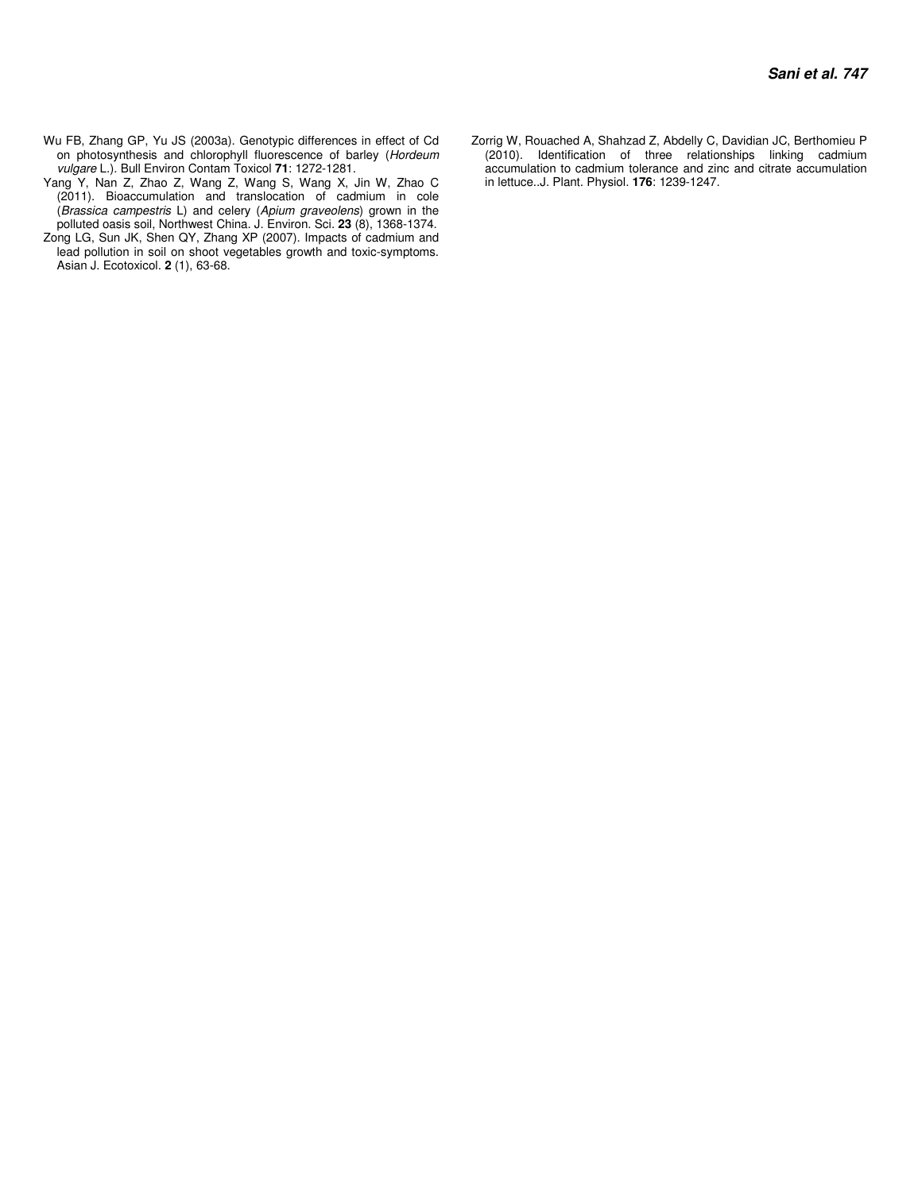Wu FB, Zhang GP, Yu JS (2003a). Genotypic differences in effect of Cd on photosynthesis and chlorophyll fluorescence of barley (*Hordeum vulgare* L.). Bull Environ Contam Toxicol **71**: 1272-1281.

Yang Y, Nan Z, Zhao Z, Wang Z, Wang S, Wang X, Jin W, Zhao C (2011). Bioaccumulation and translocation of cadmium in cole (*Brassica campestris* L) and celery (*Apium graveolens*) grown in the polluted oasis soil, Northwest China. J. Environ. Sci. **23** (8), 1368-1374.

Zong LG, Sun JK, Shen QY, Zhang XP (2007). Impacts of cadmium and lead pollution in soil on shoot vegetables growth and toxic-symptoms. Asian J. Ecotoxicol. **2** (1), 63-68.

Zorrig W, Rouached A, Shahzad Z, Abdelly C, Davidian JC, Berthomieu P (2010). Identification of three relationships linking cadmium accumulation to cadmium tolerance and zinc and citrate accumulation in lettuce..J. Plant. Physiol. **176**: 1239-1247.